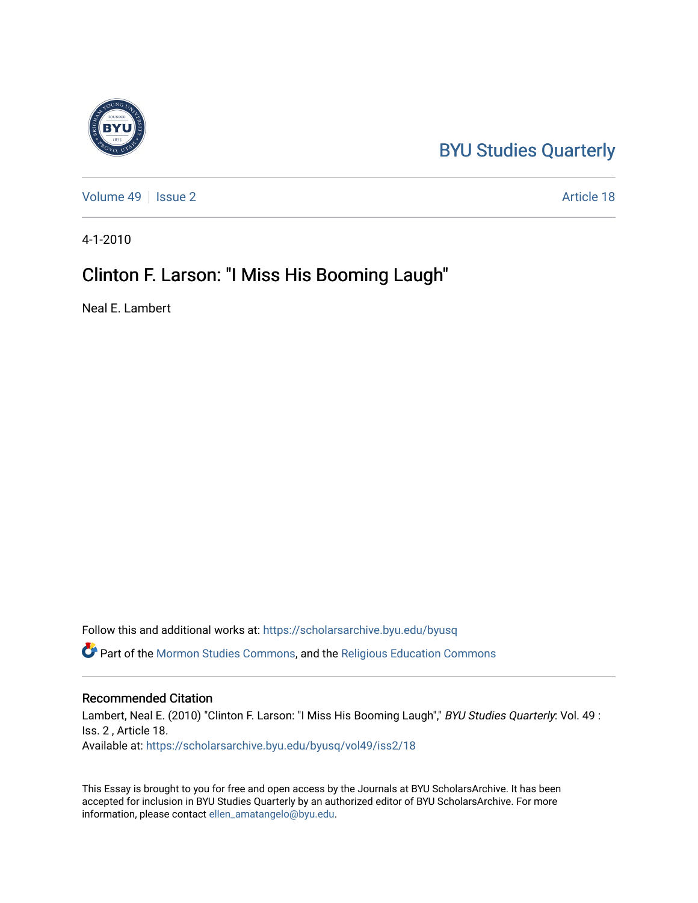BYU Studies Quarterly

Volume 49 | Issue 2 | Article 18

4-1-2010

# Clinton F. Larson: "I Miss His Booming Laugh"

Neal E. Lambert

Follow this and additional works at: https://scholarsarchive.byu.edu/byusq

Part of the Mormon Studies Commons, and the Religious Education Commons

## Recommended Citation

Lambert, Neal E. (2010) "Clinton F. Larson: "I Miss His Booming Laugh"," *BYU Studies Quarterly*: Vol. 49 : Iss. 2 , Article 18.
Available at: https://scholarsarchive.byu.edu/byusq/vol49/iss2/18

This Essay is brought to you for free and open access by the Journals at BYU ScholarsArchive. It has been accepted for inclusion in BYU Studies Quarterly by an authorized editor of BYU ScholarsArchive. For more information, please contact ellen_amatangelo@byu.edu.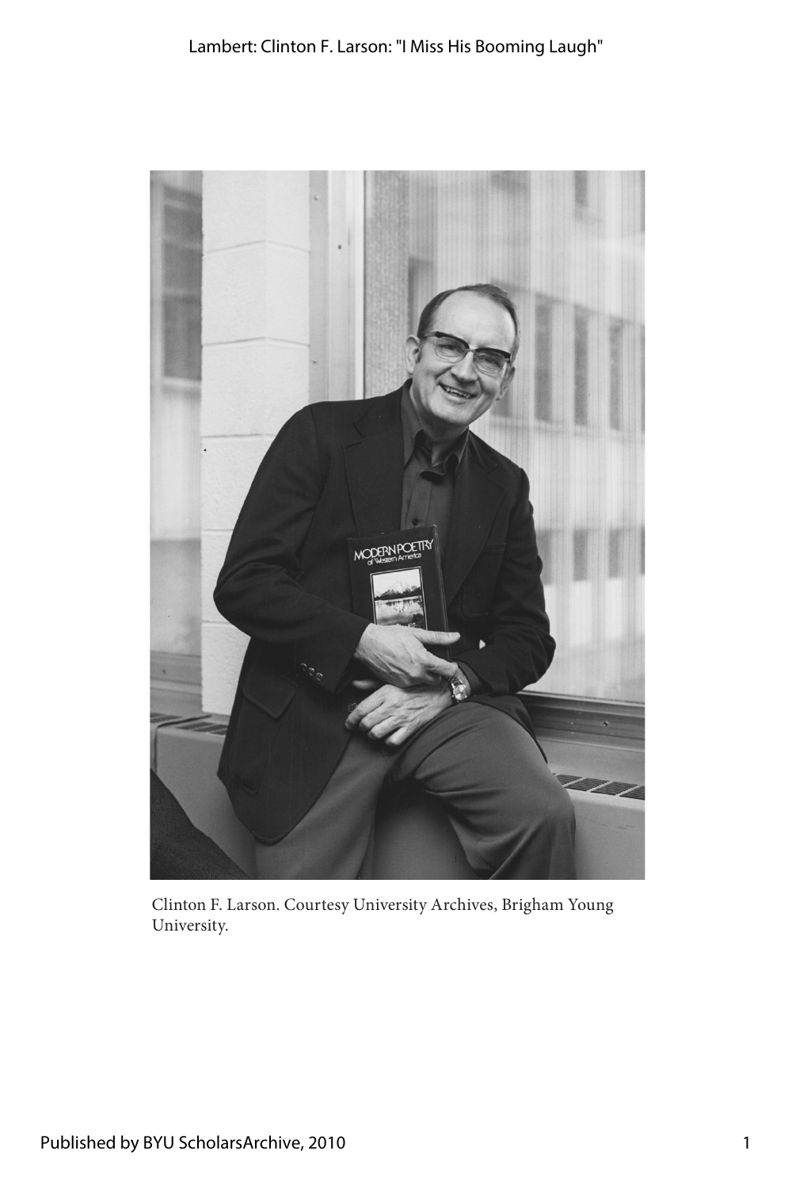Clinton F. Larson. Courtesy University Archives, Brigham Young University.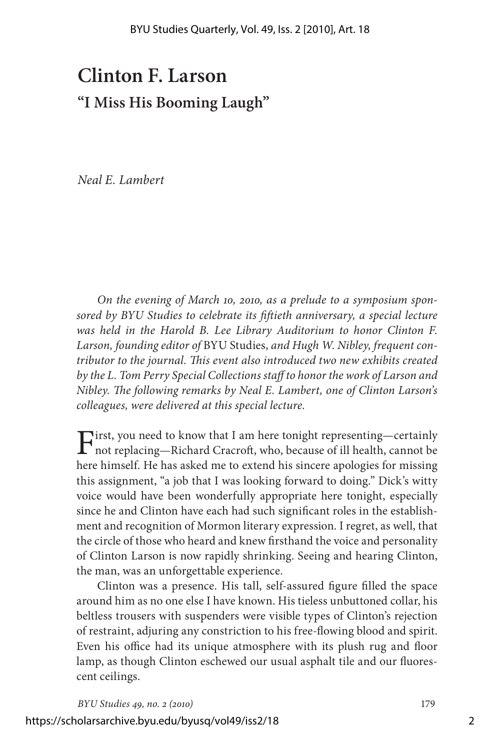# Clinton F. Larson

## "I Miss His Booming Laugh"

*Neal E. Lambert*

*On the evening of March 10, 2010, as a prelude to a symposium sponsored by BYU Studies to celebrate its fiftieth anniversary, a special lecture was held in the Harold B. Lee Library Auditorium to honor Clinton F. Larson, founding editor of* BYU Studies, *and Hugh W. Nibley, frequent contributor to the journal. This event also introduced two new exhibits created by the L. Tom Perry Special Collections staff to honor the work of Larson and Nibley. The following remarks by Neal E. Lambert, one of Clinton Larson's colleagues, were delivered at this special lecture.*

First, you need to know that I am here tonight representing—certainly not replacing—Richard Cracroft, who, because of ill health, cannot be here himself. He has asked me to extend his sincere apologies for missing this assignment, "a job that I was looking forward to doing." Dick's witty voice would have been wonderfully appropriate here tonight, especially since he and Clinton have each had such significant roles in the establishment and recognition of Mormon literary expression. I regret, as well, that the circle of those who heard and knew firsthand the voice and personality of Clinton Larson is now rapidly shrinking. Seeing and hearing Clinton, the man, was an unforgettable experience.

Clinton was a presence. His tall, self-assured figure filled the space around him as no one else I have known. His tieless unbuttoned collar, his beltless trousers with suspenders were visible types of Clinton's rejection of restraint, adjuring any constriction to his free-flowing blood and spirit. Even his office had its unique atmosphere with its plush rug and floor lamp, as though Clinton eschewed our usual asphalt tile and our fluorescent ceilings.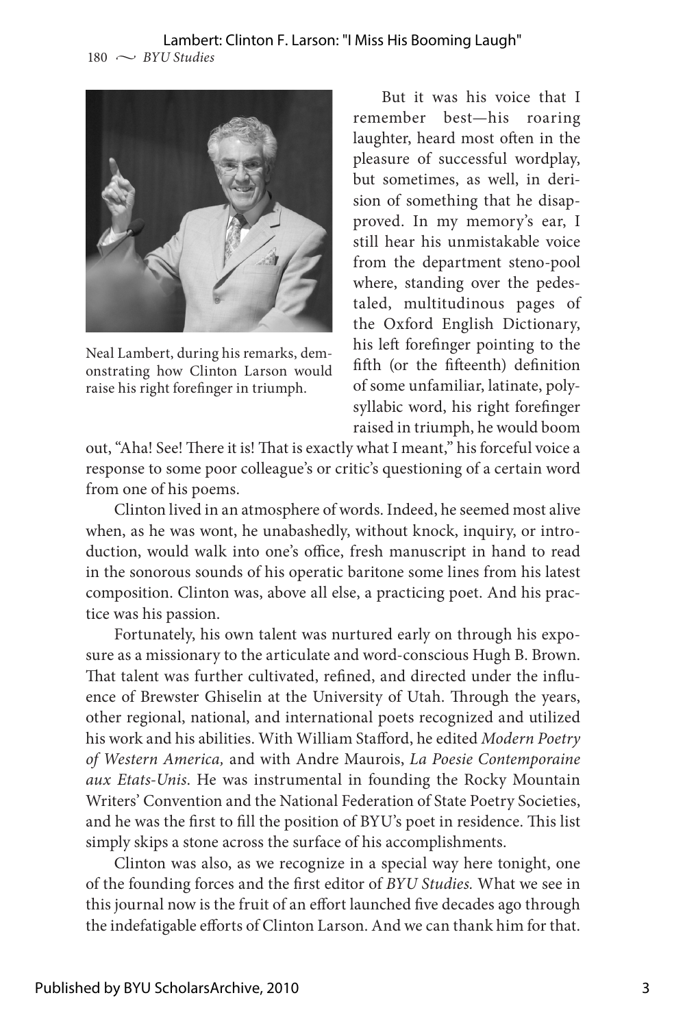Neal Lambert, during his remarks, demonstrating how Clinton Larson would raise his right forefinger in triumph.

But it was his voice that I remember best—his roaring laughter, heard most often in the pleasure of successful wordplay, but sometimes, as well, in derision of something that he disapproved. In my memory's ear, I still hear his unmistakable voice from the department steno-pool where, standing over the pedestaled, multitudinous pages of the Oxford English Dictionary, his left forefinger pointing to the fifth (or the fifteenth) definition of some unfamiliar, latinate, polysyllabic word, his right forefinger raised in triumph, he would boom out, "Aha! See! There it is! That is exactly what I meant," his forceful voice a response to some poor colleague's or critic's questioning of a certain word from one of his poems.

Clinton lived in an atmosphere of words. Indeed, he seemed most alive when, as he was wont, he unabashedly, without knock, inquiry, or introduction, would walk into one's office, fresh manuscript in hand to read in the sonorous sounds of his operatic baritone some lines from his latest composition. Clinton was, above all else, a practicing poet. And his practice was his passion.

Fortunately, his own talent was nurtured early on through his exposure as a missionary to the articulate and word-conscious Hugh B. Brown. That talent was further cultivated, refined, and directed under the influence of Brewster Ghiselin at the University of Utah. Through the years, other regional, national, and international poets recognized and utilized his work and his abilities. With William Stafford, he edited *Modern Poetry of Western America,* and with Andre Maurois, *La Poesie Contemporaine aux Etats-Unis.* He was instrumental in founding the Rocky Mountain Writers' Convention and the National Federation of State Poetry Societies, and he was the first to fill the position of BYU's poet in residence. This list simply skips a stone across the surface of his accomplishments.

Clinton was also, as we recognize in a special way here tonight, one of the founding forces and the first editor of *BYU Studies.* What we see in this journal now is the fruit of an effort launched five decades ago through the indefatigable efforts of Clinton Larson. And we can thank him for that.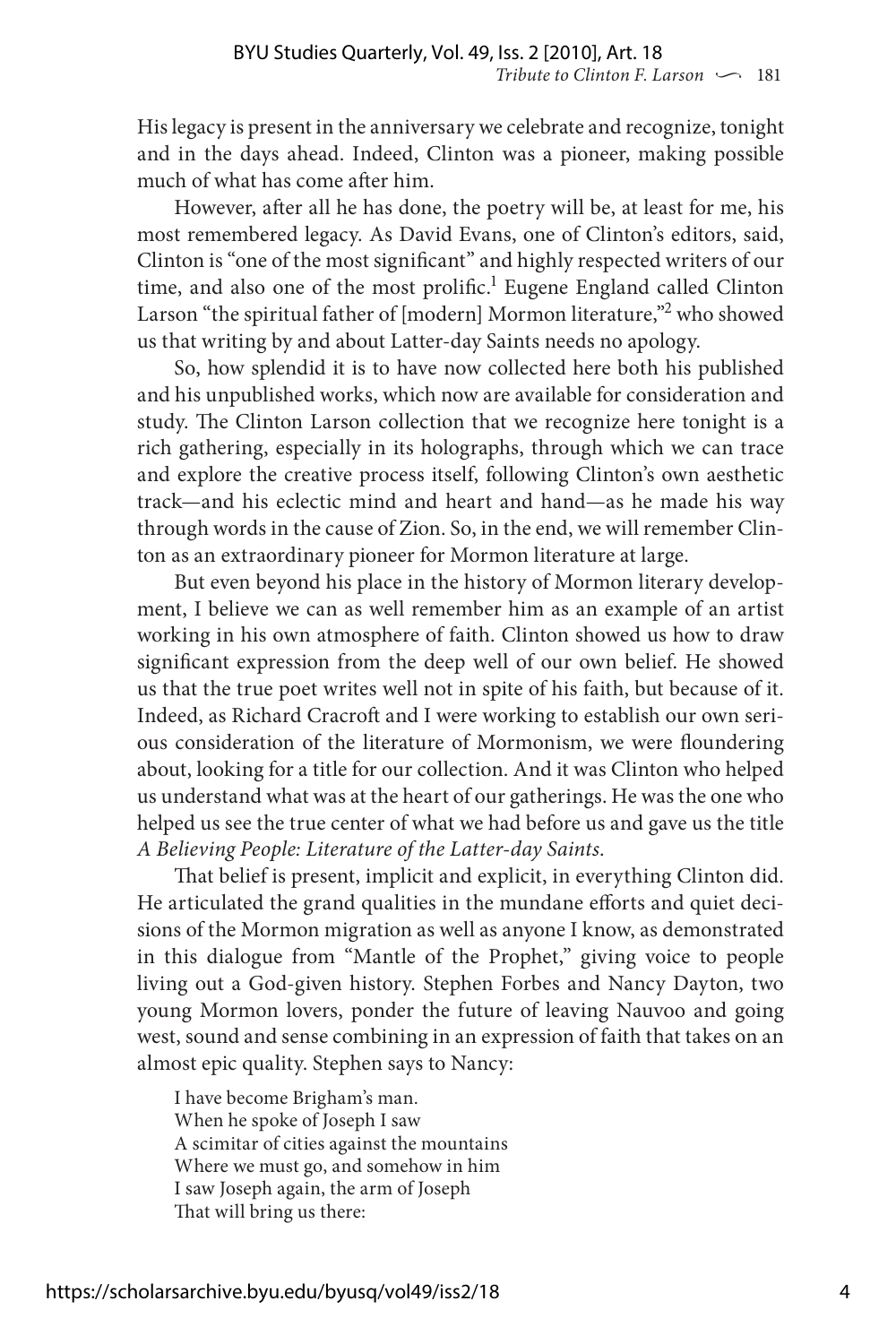His legacy is present in the anniversary we celebrate and recognize, tonight and in the days ahead. Indeed, Clinton was a pioneer, making possible much of what has come after him.

However, after all he has done, the poetry will be, at least for me, his most remembered legacy. As David Evans, one of Clinton's editors, said, Clinton is "one of the most significant" and highly respected writers of our time, and also one of the most prolific.[1] Eugene England called Clinton Larson "the spiritual father of [modern] Mormon literature,"[2] who showed us that writing by and about Latter-day Saints needs no apology.

So, how splendid it is to have now collected here both his published and his unpublished works, which now are available for consideration and study. The Clinton Larson collection that we recognize here tonight is a rich gathering, especially in its holographs, through which we can trace and explore the creative process itself, following Clinton's own aesthetic track—and his eclectic mind and heart and hand—as he made his way through words in the cause of Zion. So, in the end, we will remember Clinton as an extraordinary pioneer for Mormon literature at large.

But even beyond his place in the history of Mormon literary development, I believe we can as well remember him as an example of an artist working in his own atmosphere of faith. Clinton showed us how to draw significant expression from the deep well of our own belief. He showed us that the true poet writes well not in spite of his faith, but because of it. Indeed, as Richard Cracroft and I were working to establish our own serious consideration of the literature of Mormonism, we were floundering about, looking for a title for our collection. And it was Clinton who helped us understand what was at the heart of our gatherings. He was the one who helped us see the true center of what we had before us and gave us the title *A Believing People: Literature of the Latter-day Saints*.

That belief is present, implicit and explicit, in everything Clinton did. He articulated the grand qualities in the mundane efforts and quiet decisions of the Mormon migration as well as anyone I know, as demonstrated in this dialogue from "Mantle of the Prophet," giving voice to people living out a God-given history. Stephen Forbes and Nancy Dayton, two young Mormon lovers, ponder the future of leaving Nauvoo and going west, sound and sense combining in an expression of faith that takes on an almost epic quality. Stephen says to Nancy:

> I have become Brigham's man.
> When he spoke of Joseph I saw
> A scimitar of cities against the mountains
> Where we must go, and somehow in him
> I saw Joseph again, the arm of Joseph
> That will bring us there: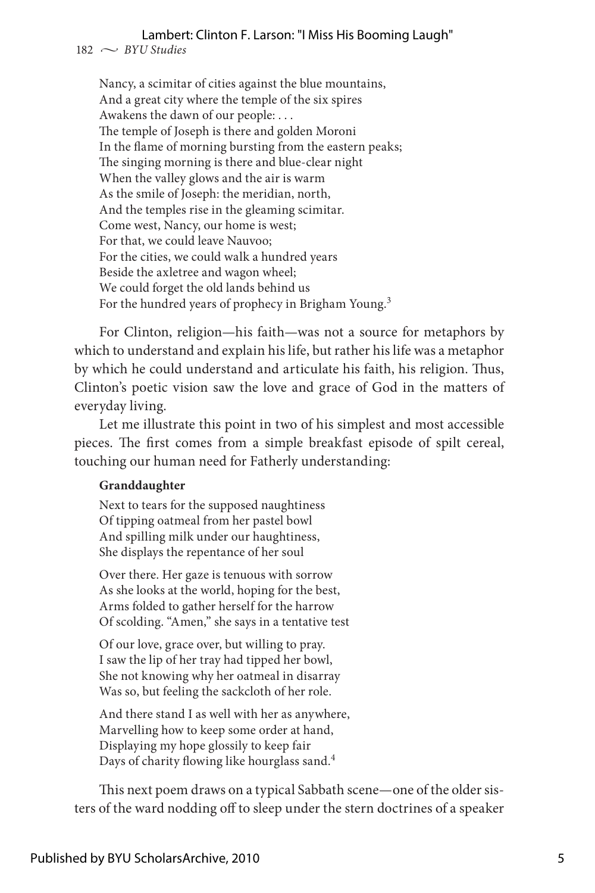Nancy, a scimitar of cities against the blue mountains,
And a great city where the temple of the six spires
Awakens the dawn of our people: . . .
The temple of Joseph is there and golden Moroni
In the flame of morning bursting from the eastern peaks;
The singing morning is there and blue-clear night
When the valley glows and the air is warm
As the smile of Joseph: the meridian, north,
And the temples rise in the gleaming scimitar.
Come west, Nancy, our home is west;
For that, we could leave Nauvoo;
For the cities, we could walk a hundred years
Beside the axletree and wagon wheel;
We could forget the old lands behind us
For the hundred years of prophecy in Brigham Young.[3]

For Clinton, religion—his faith—was not a source for metaphors by which to understand and explain his life, but rather his life was a metaphor by which he could understand and articulate his faith, his religion. Thus, Clinton's poetic vision saw the love and grace of God in the matters of everyday living.

Let me illustrate this point in two of his simplest and most accessible pieces. The first comes from a simple breakfast episode of spilt cereal, touching our human need for Fatherly understanding:

**Granddaughter**

Next to tears for the supposed naughtiness
Of tipping oatmeal from her pastel bowl
And spilling milk under our haughtiness,
She displays the repentance of her soul

Over there. Her gaze is tenuous with sorrow
As she looks at the world, hoping for the best,
Arms folded to gather herself for the harrow
Of scolding. "Amen," she says in a tentative test

Of our love, grace over, but willing to pray.
I saw the lip of her tray had tipped her bowl,
She not knowing why her oatmeal in disarray
Was so, but feeling the sackcloth of her role.

And there stand I as well with her as anywhere,
Marvelling how to keep some order at hand,
Displaying my hope glossily to keep fair
Days of charity flowing like hourglass sand.[4]

This next poem draws on a typical Sabbath scene—one of the older sisters of the ward nodding off to sleep under the stern doctrines of a speaker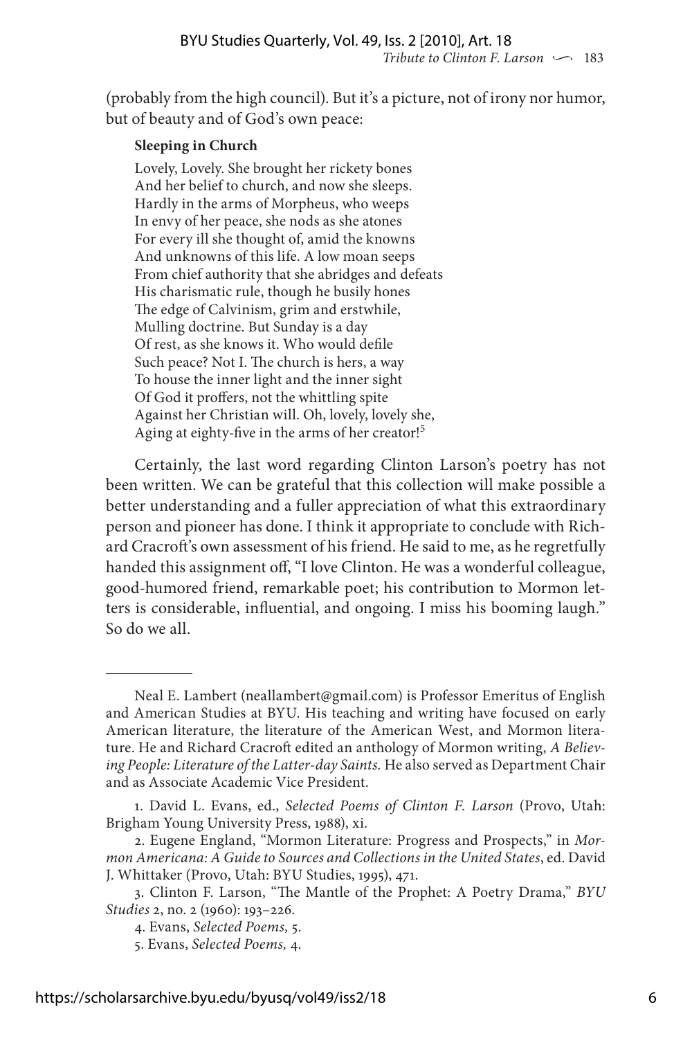(probably from the high council). But it's a picture, not of irony nor humor, but of beauty and of God's own peace:

**Sleeping in Church**

Lovely, Lovely. She brought her rickety bones  
And her belief to church, and now she sleeps.  
Hardly in the arms of Morpheus, who weeps  
In envy of her peace, she nods as she atones  
For every ill she thought of, amid the knowns  
And unknowns of this life. A low moan seeps  
From chief authority that she abridges and defeats  
His charismatic rule, though he busily hones  
The edge of Calvinism, grim and erstwhile,  
Mulling doctrine. But Sunday is a day  
Of rest, as she knows it. Who would defile  
Such peace? Not I. The church is hers, a way  
To house the inner light and the inner sight  
Of God it proffers, not the whittling spite  
Against her Christian will. Oh, lovely, lovely she,  
Aging at eighty-five in the arms of her creator![5]

Certainly, the last word regarding Clinton Larson's poetry has not been written. We can be grateful that this collection will make possible a better understanding and a fuller appreciation of what this extraordinary person and pioneer has done. I think it appropriate to conclude with Richard Cracroft's own assessment of his friend. He said to me, as he regretfully handed this assignment off, "I love Clinton. He was a wonderful colleague, good-humored friend, remarkable poet; his contribution to Mormon letters is considerable, influential, and ongoing. I miss his booming laugh." So do we all.

---

Neal E. Lambert (neallambert@gmail.com) is Professor Emeritus of English and American Studies at BYU. His teaching and writing have focused on early American literature, the literature of the American West, and Mormon literature. He and Richard Cracroft edited an anthology of Mormon writing, *A Believing People: Literature of the Latter-day Saints.* He also served as Department Chair and as Associate Academic Vice President.

1. David L. Evans, ed., *Selected Poems of Clinton F. Larson* (Provo, Utah: Brigham Young University Press, 1988), xi.

2. Eugene England, "Mormon Literature: Progress and Prospects," in *Mormon Americana: A Guide to Sources and Collections in the United States*, ed. David J. Whittaker (Provo, Utah: BYU Studies, 1995), 471.

3. Clinton F. Larson, "The Mantle of the Prophet: A Poetry Drama," *BYU Studies* 2, no. 2 (1960): 193–226.

4. Evans, *Selected Poems,* 5.

5. Evans, *Selected Poems,* 4.